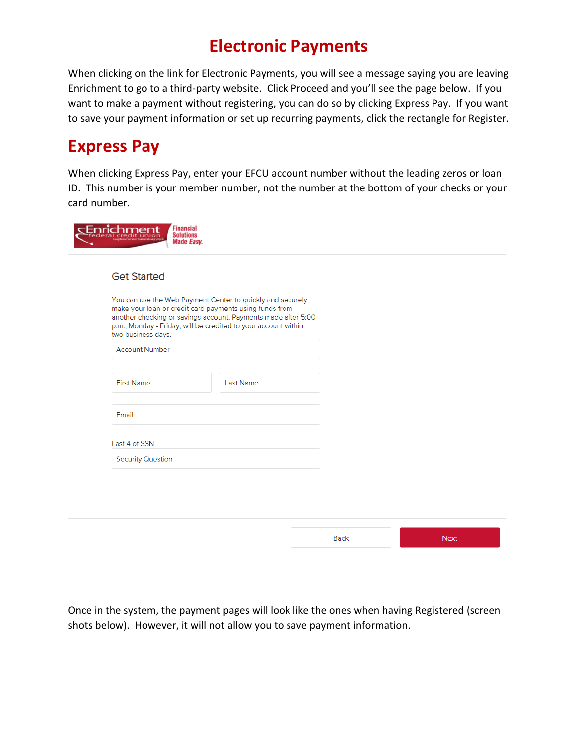# Electronic Payments

When clicking on the link for Electronic Payments, you will see a message saying you are leaving Enrichment to go to a third-party website. Click Proceed and you'll see the page below. If you want to make a payment without registering, you can do so by clicking Express Pay. If you want to save your payment information or set up recurring payments, click the rectangle for Register.

# Express Pay

When clicking Express Pay, enter your EFCU account number without the leading zeros or loan ID. This number is your member number, not the number at the bottom of your checks or your card number.

Enrichment federal credit union — Financial Solutions Made Easy

Get Started

You can use the Web Payment Center to quickly and securely make your loan or credit card payments using funds from another checking or savings account. Payments made after 5:00 p.m., Monday - Friday, will be credited to your account within two business days.

Account Number

First Name | Last Name

Email

Last 4 of SSN

Security Question

Back | Next

Once in the system, the payment pages will look like the ones when having Registered (screen shots below). However, it will not allow you to save payment information.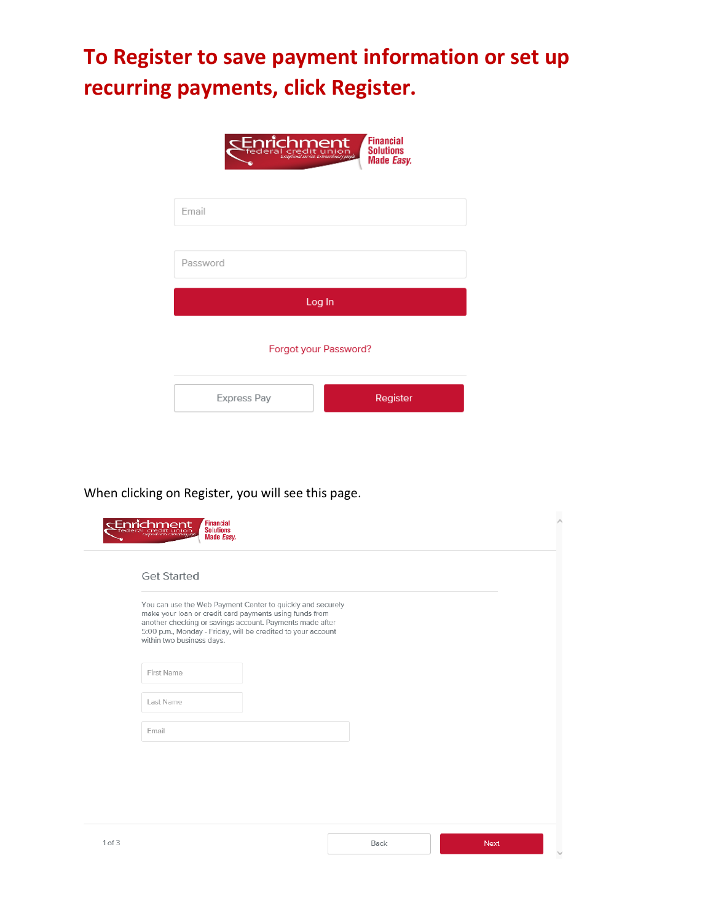# To Register to save payment information or set up recurring payments, click Register.

Enrichment federal credit union — Financial Solutions Made *Easy.*

Email

Password

Log In

Forgot your Password?

Express Pay | Register

When clicking on Register, you will see this page.

Enrichment federal credit union — Financial Solutions Made *Easy.*

Get Started

You can use the Web Payment Center to quickly and securely make your loan or credit card payments using funds from another checking or savings account. Payments made after 5:00 p.m., Monday - Friday, will be credited to your account within two business days.

First Name

Last Name

Email

1 of 3

Back | Next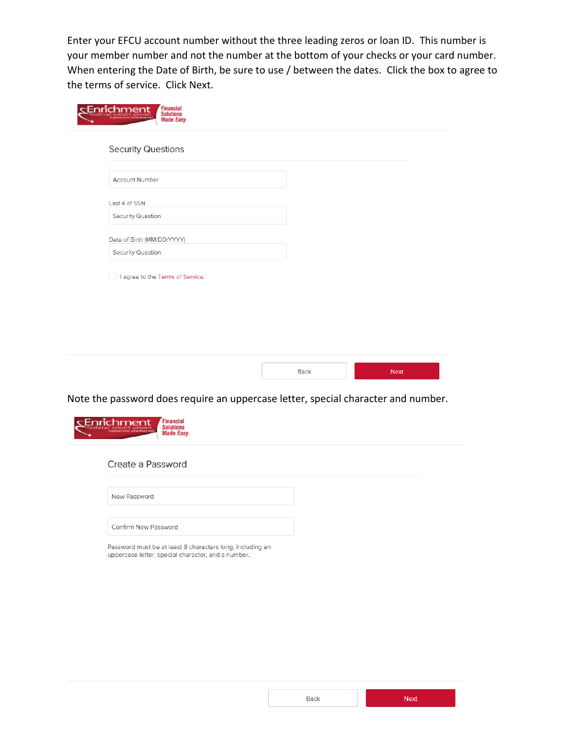Enter your EFCU account number without the three leading zeros or loan ID. This number is your member number and not the number at the bottom of your checks or your card number. When entering the Date of Birth, be sure to use / between the dates. Click the box to agree to the terms of service. Click Next.

Enrichment federal credit union — Financial Solutions Made Easy.

## Security Questions

Account Number

Last 4 of SSN

Security Question

Date of Birth (MM/DD/YYYY)

Security Question

I agree to the Terms of Service.

Back | Next

Note the password does require an uppercase letter, special character and number.

Enrichment federal credit union — Financial Solutions Made Easy.

## Create a Password

New Password

Confirm New Password

Password must be at least 8 characters long, including an uppercase letter, special character, and a number.

Back | Next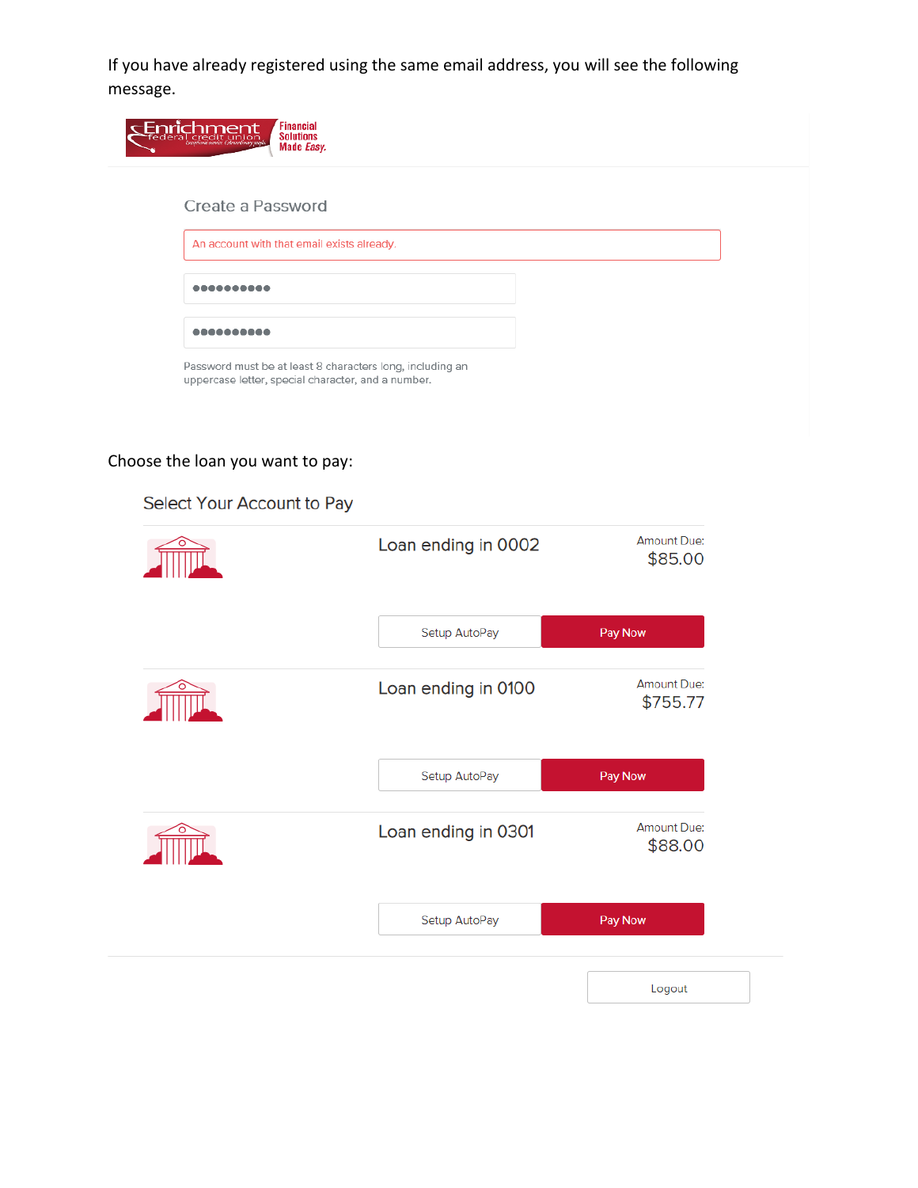If you have already registered using the same email address, you will see the following message.

Enrichment federal credit union | Financial Solutions Made Easy.

Create a Password

An account with that email exists already.

●●●●●●●●●●

●●●●●●●●●●

Password must be at least 8 characters long, including an uppercase letter, special character, and a number.

Choose the loan you want to pay:

Select Your Account to Pay

Loan ending in 0002 — Amount Due: $85.00

Setup AutoPay | Pay Now

Loan ending in 0100 — Amount Due: $755.77

Setup AutoPay | Pay Now

Loan ending in 0301 — Amount Due: $88.00

Setup AutoPay | Pay Now

Logout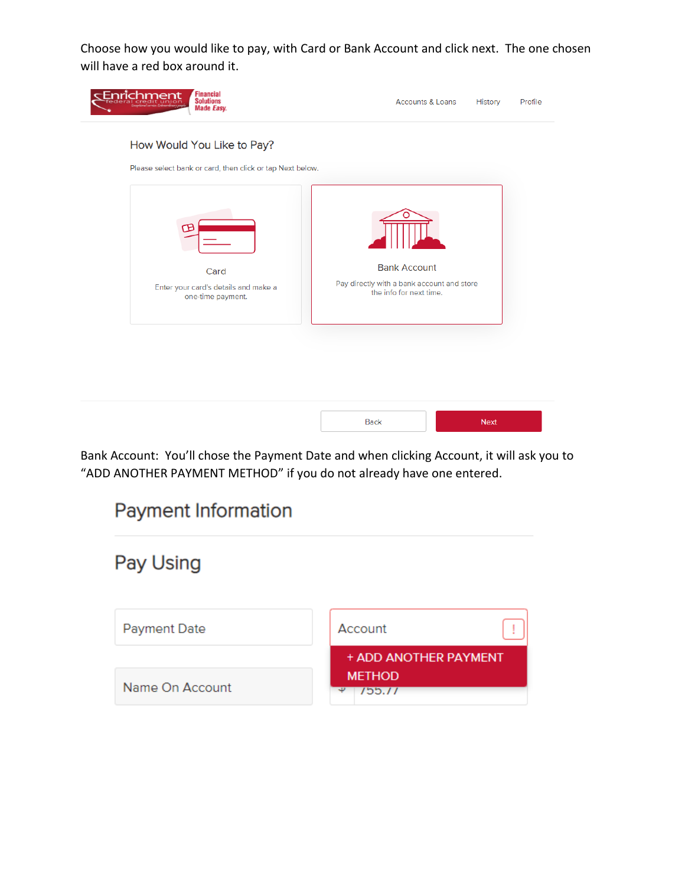Choose how you would like to pay, with Card or Bank Account and click next. The one chosen will have a red box around it.

Accounts & Loans History Profile

How Would You Like to Pay?

Please select bank or card, then click or tap Next below.

Card

Enter your card's details and make a one-time payment.

Bank Account

Pay directly with a bank account and store the info for next time.

Back Next

Bank Account: You'll chose the Payment Date and when clicking Account, it will ask you to "ADD ANOTHER PAYMENT METHOD" if you do not already have one entered.

Payment Information

Pay Using

Payment Date

Account

+ ADD ANOTHER PAYMENT METHOD

Name On Account

$ 755.77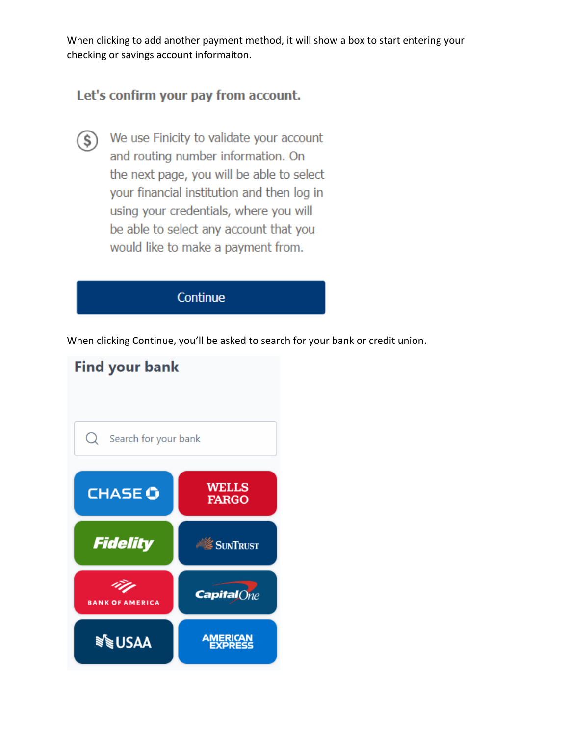When clicking to add another payment method, it will show a box to start entering your checking or savings account informaiton.

Let's confirm your pay from account.

We use Finicity to validate your account and routing number information. On the next page, you will be able to select your financial institution and then log in using your credentials, where you will be able to select any account that you would like to make a payment from.

Continue

When clicking Continue, you'll be asked to search for your bank or credit union.

Find your bank

Search for your bank

CHASE

WELLS FARGO

Fidelity

SunTrust

BANK OF AMERICA

Capital One

USAA

AMERICAN EXPRESS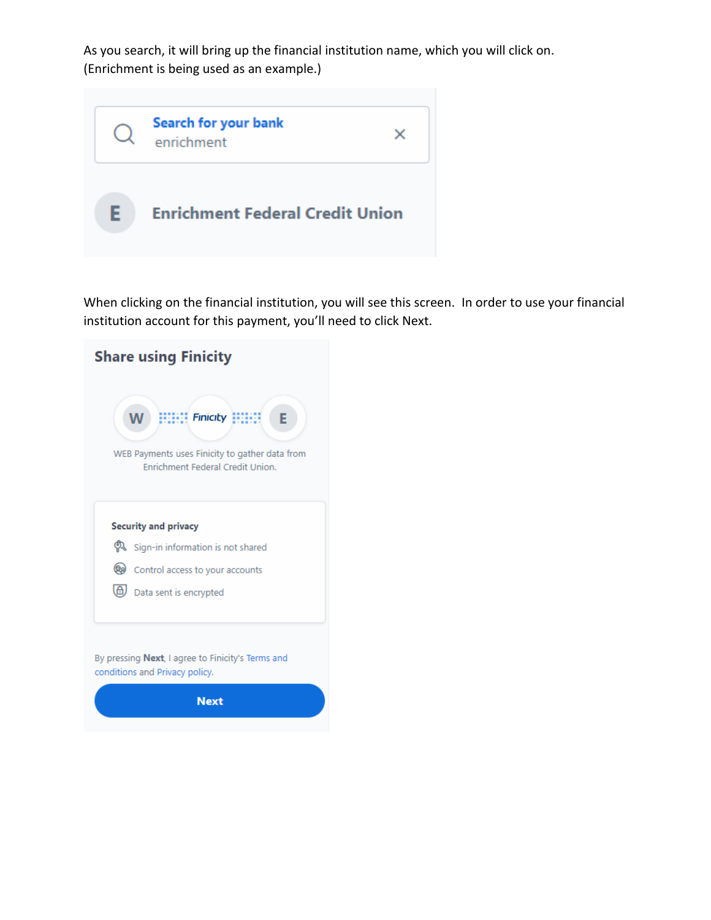As you search, it will bring up the financial institution name, which you will click on. (Enrichment is being used as an example.)

Search for your bank
enrichment

Enrichment Federal Credit Union

When clicking on the financial institution, you will see this screen. In order to use your financial institution account for this payment, you'll need to click Next.

Share using Finicity

WEB Payments uses Finicity to gather data from Enrichment Federal Credit Union.

Security and privacy

- Sign-in information is not shared
- Control access to your accounts
- Data sent is encrypted

By pressing **Next**, I agree to Finicity's Terms and conditions and Privacy policy.

Next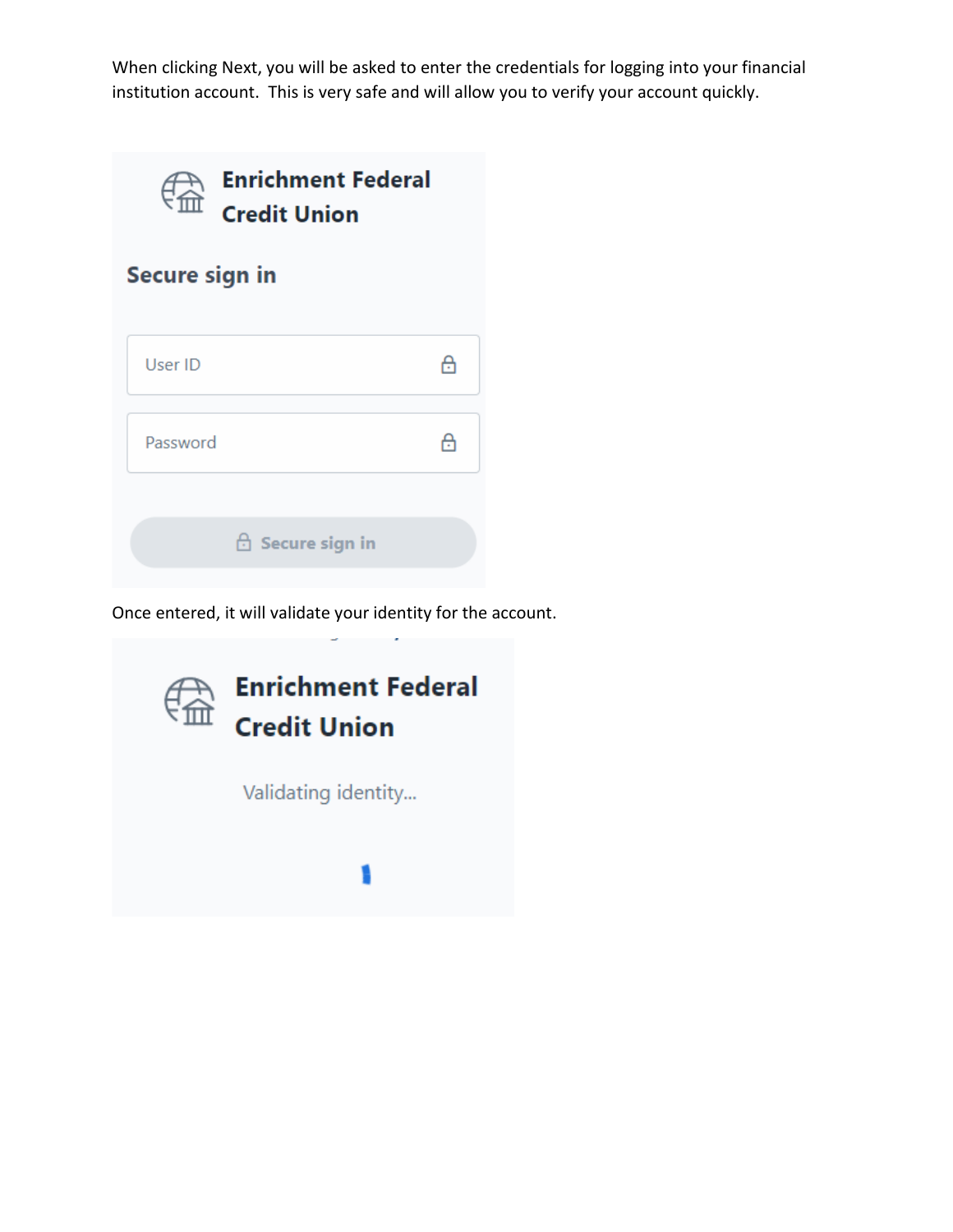When clicking Next, you will be asked to enter the credentials for logging into your financial institution account. This is very safe and will allow you to verify your account quickly.

**Enrichment Federal Credit Union**

**Secure sign in**

User ID

Password

Secure sign in

Once entered, it will validate your identity for the account.

**Enrichment Federal Credit Union**

Validating identity...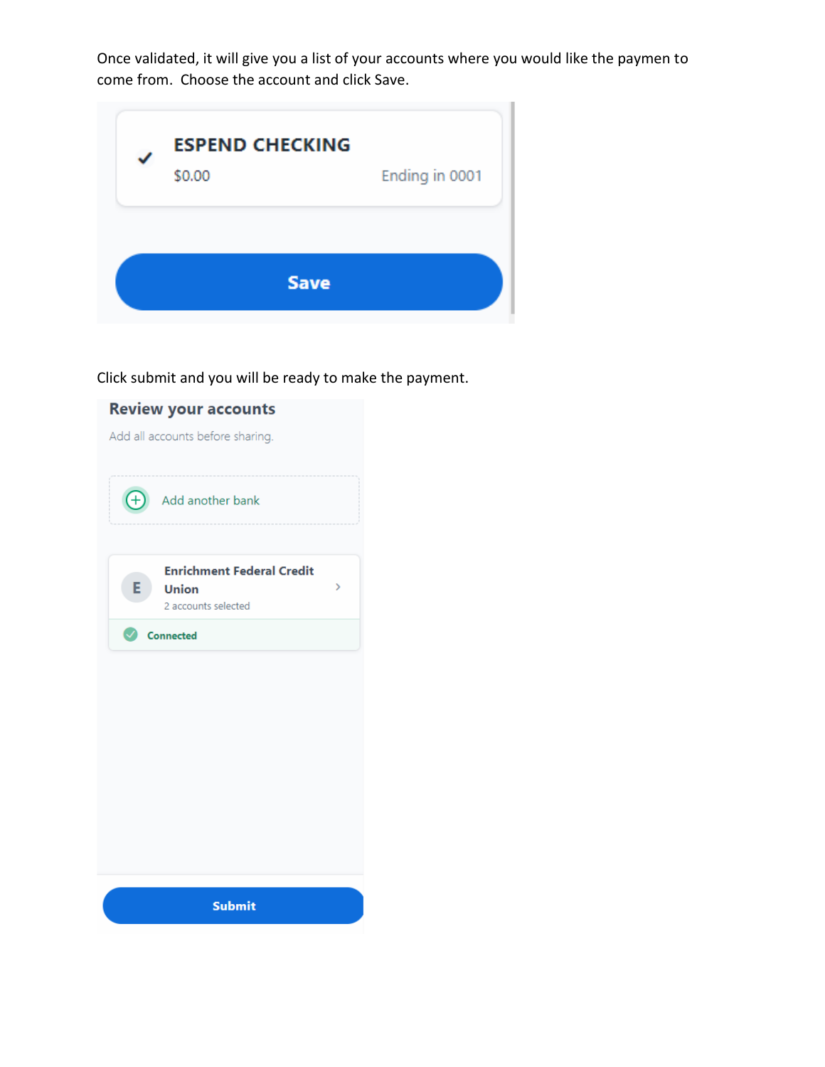Once validated, it will give you a list of your accounts where you would like the paymen to come from. Choose the account and click Save.

ESPEND CHECKING

$0.00

Ending in 0001

Save

Click submit and you will be ready to make the payment.

Review your accounts

Add all accounts before sharing.

Add another bank

Enrichment Federal Credit Union

2 accounts selected

Connected

Submit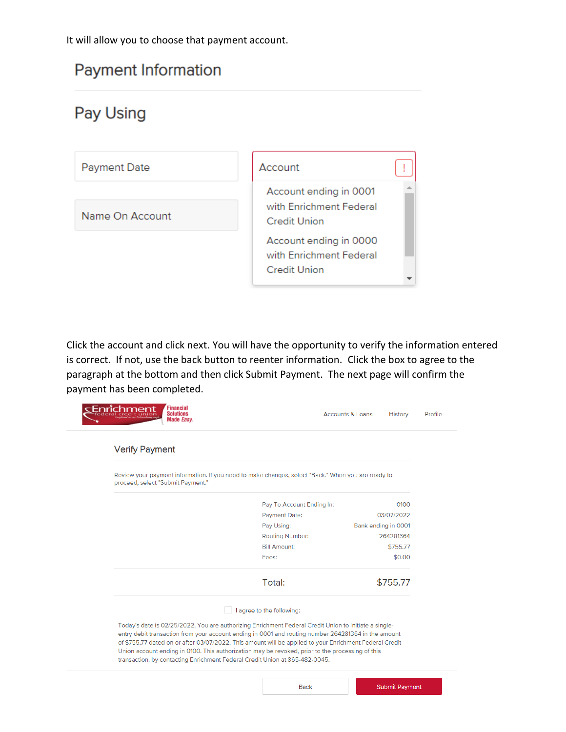It will allow you to choose that payment account.

## Payment Information

### Pay Using

Payment Date

Name On Account

Account

Account ending in 0001 with Enrichment Federal Credit Union

Account ending in 0000 with Enrichment Federal Credit Union

Click the account and click next. You will have the opportunity to verify the information entered is correct. If not, use the back button to reenter information. Click the box to agree to the paragraph at the bottom and then click Submit Payment. The next page will confirm the payment has been completed.

Enrichment federal credit union — Financial Solutions Made Easy

Accounts & Loans | History | Profile

### Verify Payment

Review your payment information. If you need to make changes, select "Back." When you are ready to proceed, select "Submit Payment."

| | |
|---|---|
| Pay To Account Ending In: | 0100 |
| Payment Date: | 03/07/2022 |
| Pay Using: | Bank ending in 0001 |
| Routing Number: | 264281364 |
| Bill Amount: | $755.77 |
| Fees: | $0.00 |
| **Total:** | **$755.77** |

I agree to the following:

Today's date is 02/25/2022. You are authorizing Enrichment Federal Credit Union to initiate a single-entry debit transaction from your account ending in 0001 and routing number 264281364 in the amount of $755.77 dated on or after 03/07/2022. This amount will be applied to your Enrichment Federal Credit Union account ending in 0100. This authorization may be revoked, prior to the processing of this transaction, by contacting Enrichment Federal Credit Union at 865-482-0045.

Back | Submit Payment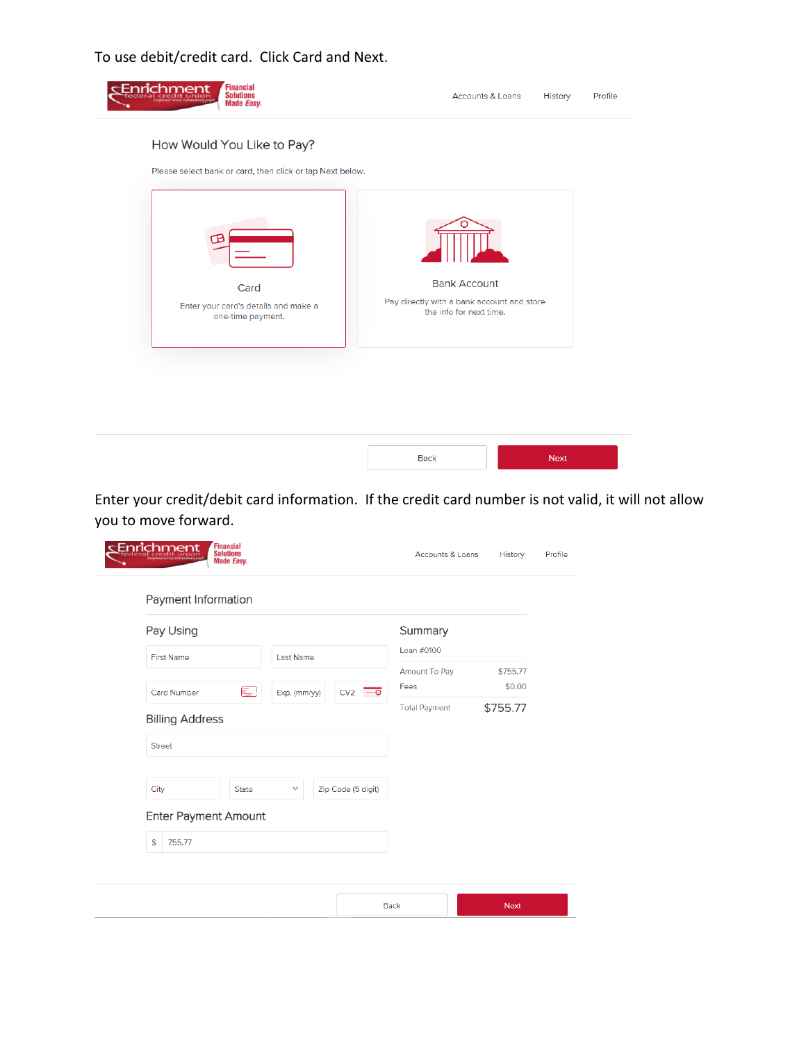To use debit/credit card. Click Card and Next.

Accounts & Loans History Profile

How Would You Like to Pay?

Please select bank or card, then click or tap Next below.

Card

Enter your card's details and make a one-time payment.

Bank Account

Pay directly with a bank account and store the info for next time.

Back Next

Enter your credit/debit card information. If the credit card number is not valid, it will not allow you to move forward.

Accounts & Loans History Profile

Payment Information

Pay Using

First Name Last Name

Card Number Exp. (mm/yy) CV2

Billing Address

Street

City State Zip Code (5 digit)

Enter Payment Amount

$ 755.77

Summary

Loan #0100

| | |
|---|---|
| Amount To Pay | $755.77 |
| Fees | $0.00 |
| Total Payment | $755.77 |

Back Next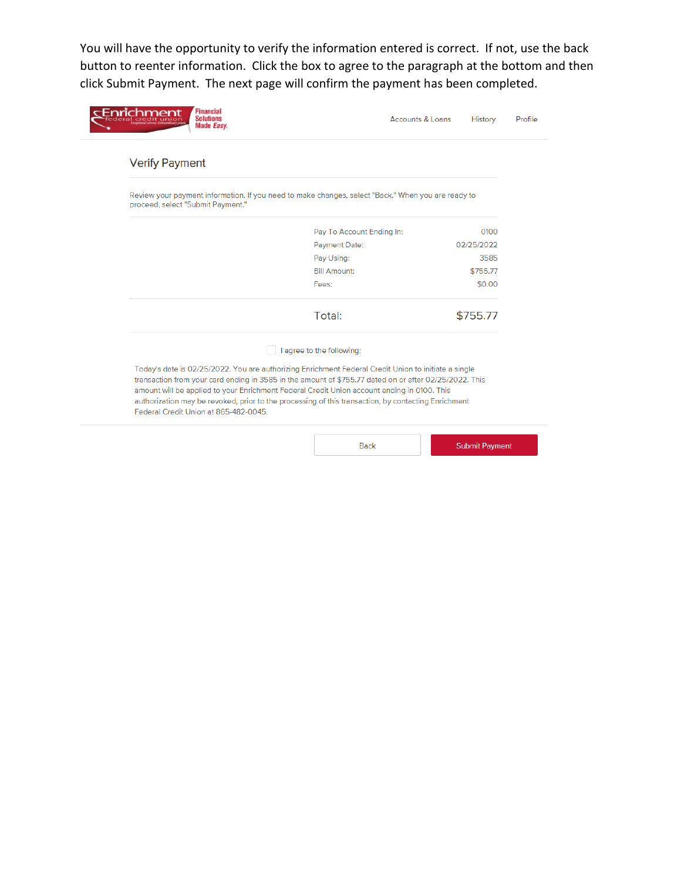You will have the opportunity to verify the information entered is correct. If not, use the back button to reenter information. Click the box to agree to the paragraph at the bottom and then click Submit Payment. The next page will confirm the payment has been completed.

Enrichment federal credit union Financial Solutions Made Easy

Accounts & Loans History Profile

## Verify Payment

Review your payment information. If you need to make changes, select "Back." When you are ready to proceed, select "Submit Payment."

| | |
|---|---|
| Pay To Account Ending In: | 0100 |
| Payment Date: | 02/25/2022 |
| Pay Using: | 3585 |
| Bill Amount: | $755.77 |
| Fees: | $0.00 |
| **Total:** | **$755.77** |

☐ I agree to the following:

Today's date is 02/25/2022. You are authorizing Enrichment Federal Credit Union to initiate a single transaction from your card ending in 3585 in the amount of $755.77 dated on or after 02/25/2022. This amount will be applied to your Enrichment Federal Credit Union account ending in 0100. This authorization may be revoked, prior to the processing of this transaction, by contacting Enrichment Federal Credit Union at 865-482-0045.

Back | Submit Payment